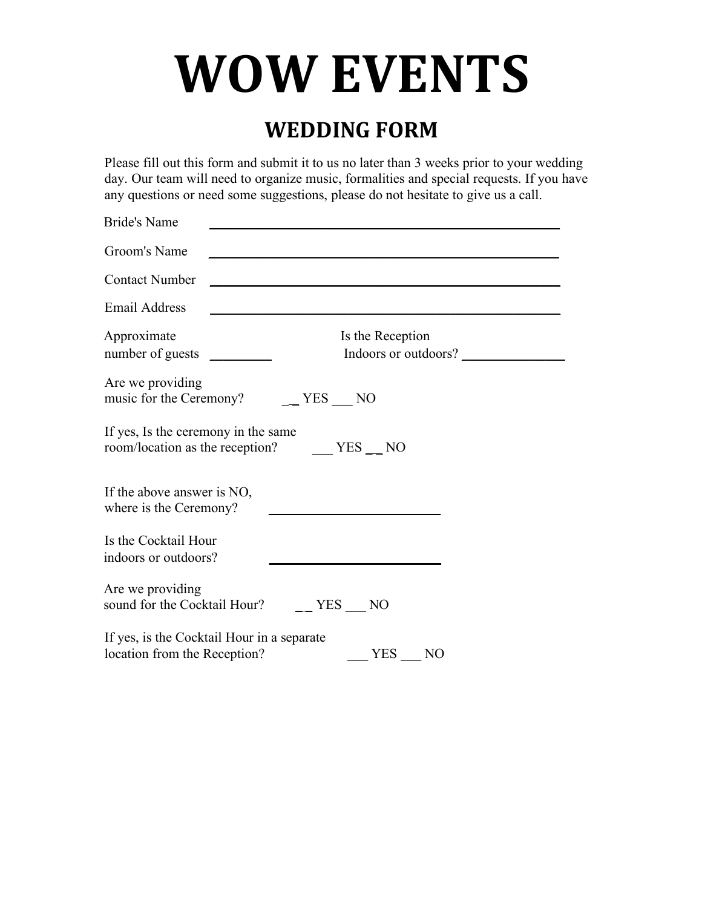# WOW EVENTS

## WEDDING FORM

Please fill out this form and submit it to us no later than 3 weeks prior to your wedding day. Our team will need to organize music, formalities and special requests. If you have any questions or need some suggestions, please do not hesitate to give us a call.

Bride's Name ______________________________________________

Groom's Name ______________________________________________

Contact Number ______________________________________________

Email Address ______________________________________________

Approximate number of guests _________ Is the Reception Indoors or outdoors? _______________

Are we providing music for the Ceremony? ___ YES ___ NO

If yes, Is the ceremony in the same room/location as the reception? ___ YES ___ NO

If the above answer is NO, where is the Ceremony? _________________________

Is the Cocktail Hour indoors or outdoors? _________________________

Are we providing sound for the Cocktail Hour? ___ YES ___ NO

If yes, is the Cocktail Hour in a separate location from the Reception? ___ YES ___ NO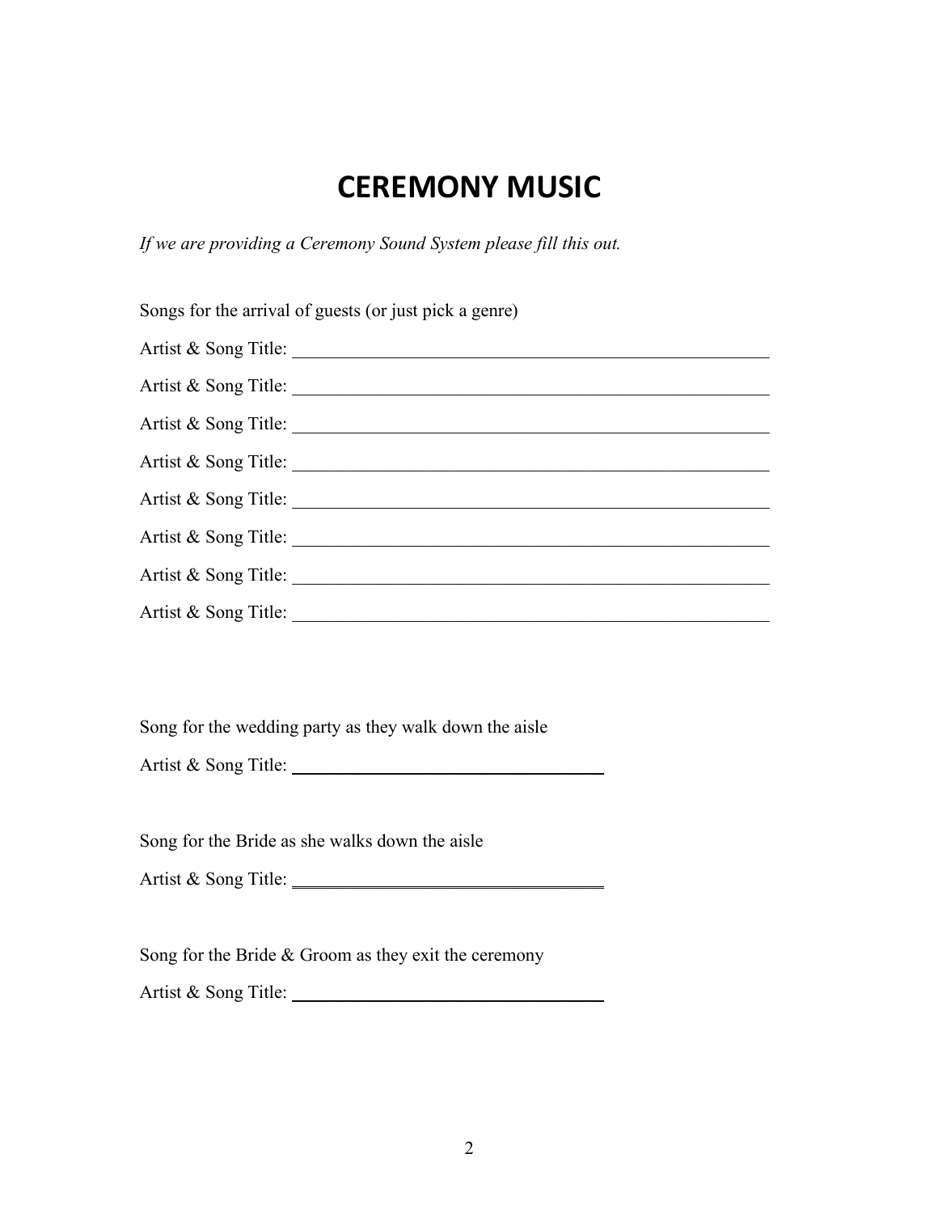# CEREMONY MUSIC

*If we are providing a Ceremony Sound System please fill this out.*

Songs for the arrival of guests (or just pick a genre)

Artist & Song Title: ______________________________________________

Artist & Song Title: ______________________________________________

Artist & Song Title: ______________________________________________

Artist & Song Title: ______________________________________________

Artist & Song Title: ______________________________________________

Artist & Song Title: ______________________________________________

Artist & Song Title: ______________________________________________

Artist & Song Title: ______________________________________________

Song for the wedding party as they walk down the aisle

Artist & Song Title: ______________________________

Song for the Bride as she walks down the aisle

Artist & Song Title: ______________________________

Song for the Bride & Groom as they exit the ceremony

Artist & Song Title: ______________________________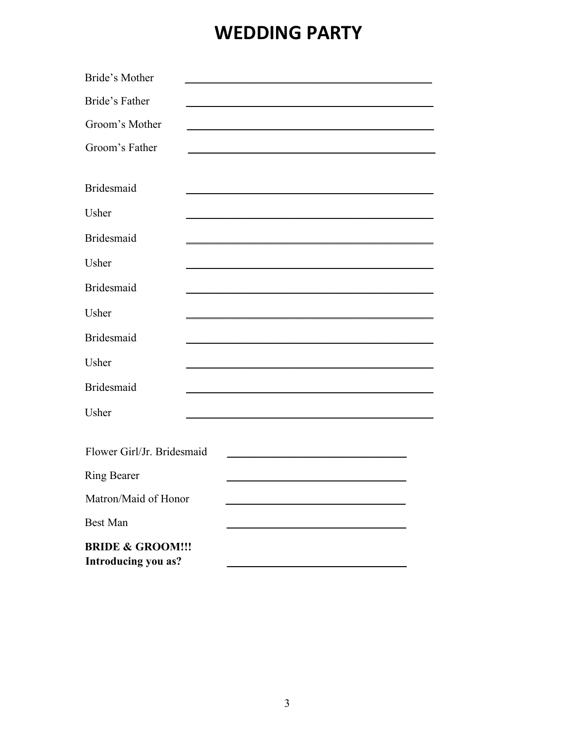# WEDDING PARTY

Bride's Mother \_\_\_\_\_\_\_\_\_\_\_\_\_\_\_\_\_\_\_\_\_\_\_\_\_\_\_\_\_\_\_\_\_\_\_\_\_\_\_\_\_\_\_\_

Bride's Father \_\_\_\_\_\_\_\_\_\_\_\_\_\_\_\_\_\_\_\_\_\_\_\_\_\_\_\_\_\_\_\_\_\_\_\_\_\_\_\_\_\_\_\_

Groom's Mother \_\_\_\_\_\_\_\_\_\_\_\_\_\_\_\_\_\_\_\_\_\_\_\_\_\_\_\_\_\_\_\_\_\_\_\_\_\_\_\_\_\_\_\_

Groom's Father \_\_\_\_\_\_\_\_\_\_\_\_\_\_\_\_\_\_\_\_\_\_\_\_\_\_\_\_\_\_\_\_\_\_\_\_\_\_\_\_\_\_\_\_

Bridesmaid \_\_\_\_\_\_\_\_\_\_\_\_\_\_\_\_\_\_\_\_\_\_\_\_\_\_\_\_\_\_\_\_\_\_\_\_\_\_\_\_\_\_\_\_

Usher \_\_\_\_\_\_\_\_\_\_\_\_\_\_\_\_\_\_\_\_\_\_\_\_\_\_\_\_\_\_\_\_\_\_\_\_\_\_\_\_\_\_\_\_

Bridesmaid \_\_\_\_\_\_\_\_\_\_\_\_\_\_\_\_\_\_\_\_\_\_\_\_\_\_\_\_\_\_\_\_\_\_\_\_\_\_\_\_\_\_\_\_

Usher \_\_\_\_\_\_\_\_\_\_\_\_\_\_\_\_\_\_\_\_\_\_\_\_\_\_\_\_\_\_\_\_\_\_\_\_\_\_\_\_\_\_\_\_

Bridesmaid \_\_\_\_\_\_\_\_\_\_\_\_\_\_\_\_\_\_\_\_\_\_\_\_\_\_\_\_\_\_\_\_\_\_\_\_\_\_\_\_\_\_\_\_

Usher \_\_\_\_\_\_\_\_\_\_\_\_\_\_\_\_\_\_\_\_\_\_\_\_\_\_\_\_\_\_\_\_\_\_\_\_\_\_\_\_\_\_\_\_

Bridesmaid \_\_\_\_\_\_\_\_\_\_\_\_\_\_\_\_\_\_\_\_\_\_\_\_\_\_\_\_\_\_\_\_\_\_\_\_\_\_\_\_\_\_\_\_

Usher \_\_\_\_\_\_\_\_\_\_\_\_\_\_\_\_\_\_\_\_\_\_\_\_\_\_\_\_\_\_\_\_\_\_\_\_\_\_\_\_\_\_\_\_

Bridesmaid \_\_\_\_\_\_\_\_\_\_\_\_\_\_\_\_\_\_\_\_\_\_\_\_\_\_\_\_\_\_\_\_\_\_\_\_\_\_\_\_\_\_\_\_

Usher \_\_\_\_\_\_\_\_\_\_\_\_\_\_\_\_\_\_\_\_\_\_\_\_\_\_\_\_\_\_\_\_\_\_\_\_\_\_\_\_\_\_\_\_

Flower Girl/Jr. Bridesmaid \_\_\_\_\_\_\_\_\_\_\_\_\_\_\_\_\_\_\_\_\_\_\_\_\_\_\_\_\_\_\_\_

Ring Bearer \_\_\_\_\_\_\_\_\_\_\_\_\_\_\_\_\_\_\_\_\_\_\_\_\_\_\_\_\_\_\_\_

Matron/Maid of Honor \_\_\_\_\_\_\_\_\_\_\_\_\_\_\_\_\_\_\_\_\_\_\_\_\_\_\_\_\_\_\_\_

Best Man \_\_\_\_\_\_\_\_\_\_\_\_\_\_\_\_\_\_\_\_\_\_\_\_\_\_\_\_\_\_\_\_

**BRIDE & GROOM!!!**
**Introducing you as?** \_\_\_\_\_\_\_\_\_\_\_\_\_\_\_\_\_\_\_\_\_\_\_\_\_\_\_\_\_\_\_\_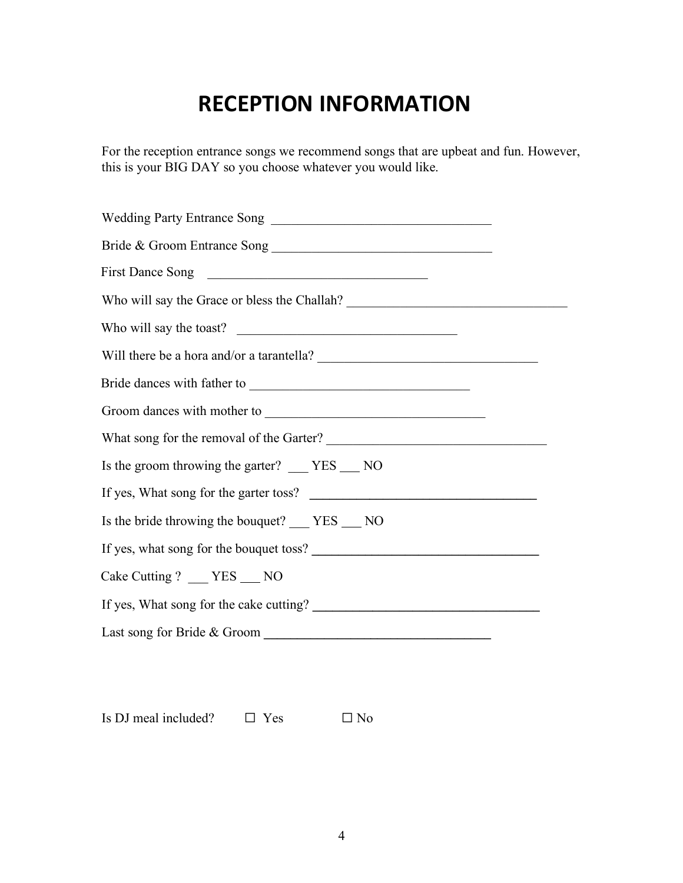# RECEPTION INFORMATION

For the reception entrance songs we recommend songs that are upbeat and fun. However, this is your BIG DAY so you choose whatever you would like.

Wedding Party Entrance Song ________________________________

Bride & Groom Entrance Song ________________________________

First Dance Song ________________________________

Who will say the Grace or bless the Challah? ________________________________

Who will say the toast? ________________________________

Will there be a hora and/or a tarantella? ________________________________

Bride dances with father to ________________________________

Groom dances with mother to ________________________________

What song for the removal of the Garter? ________________________________

Is the groom throwing the garter? ___ YES ___ NO

If yes, What song for the garter toss? ________________________________

Is the bride throwing the bouquet? ___ YES ___ NO

If yes, what song for the bouquet toss? ________________________________

Cake Cutting ? ___ YES ___ NO

If yes, What song for the cake cutting? ________________________________

Last song for Bride & Groom ________________________________

Is DJ meal included? ☐ Yes ☐ No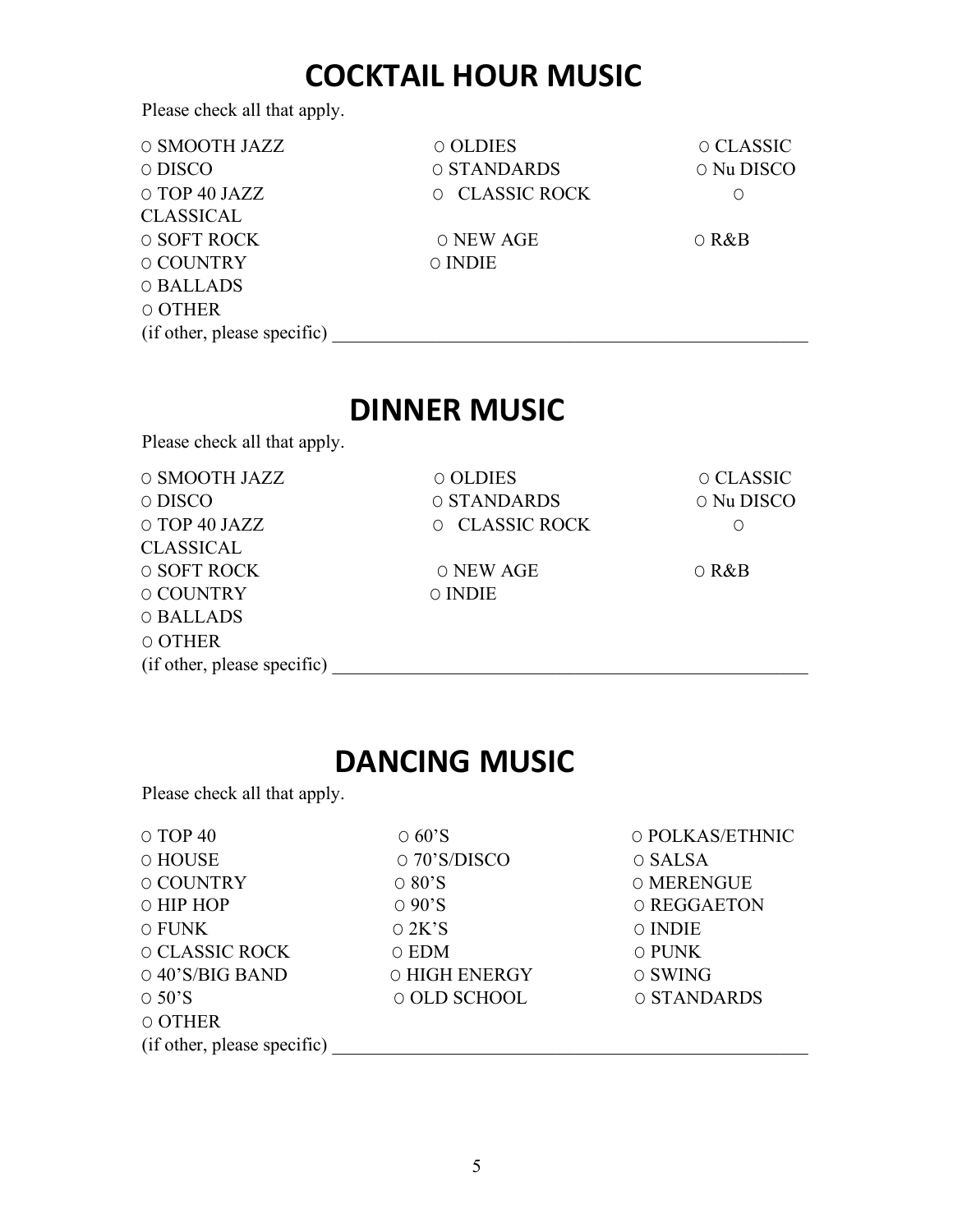# COCKTAIL HOUR MUSIC

Please check all that apply.

○ SMOOTH JAZZ ○ OLDIES ○ CLASSIC
○ DISCO ○ STANDARDS ○ Nu DISCO
○ TOP 40 JAZZ ○ CLASSIC ROCK ○ CLASSICAL
○ SOFT ROCK ○ NEW AGE ○ R&B
○ COUNTRY ○ INDIE
○ BALLADS
○ OTHER
(if other, please specific) ___________________________________________________

# DINNER MUSIC

Please check all that apply.

○ SMOOTH JAZZ ○ OLDIES ○ CLASSIC
○ DISCO ○ STANDARDS ○ Nu DISCO
○ TOP 40 JAZZ ○ CLASSIC ROCK ○ CLASSICAL
○ SOFT ROCK ○ NEW AGE ○ R&B
○ COUNTRY ○ INDIE
○ BALLADS
○ OTHER
(if other, please specific) ___________________________________________________

# DANCING MUSIC

Please check all that apply.

○ TOP 40 ○ 60'S ○ POLKAS/ETHNIC
○ HOUSE ○ 70'S/DISCO ○ SALSA
○ COUNTRY ○ 80'S ○ MERENGUE
○ HIP HOP ○ 90'S ○ REGGAETON
○ FUNK ○ 2K'S ○ INDIE
○ CLASSIC ROCK ○ EDM ○ PUNK
○ 40'S/BIG BAND ○ HIGH ENERGY ○ SWING
○ 50'S ○ OLD SCHOOL ○ STANDARDS
○ OTHER
(if other, please specific) ___________________________________________________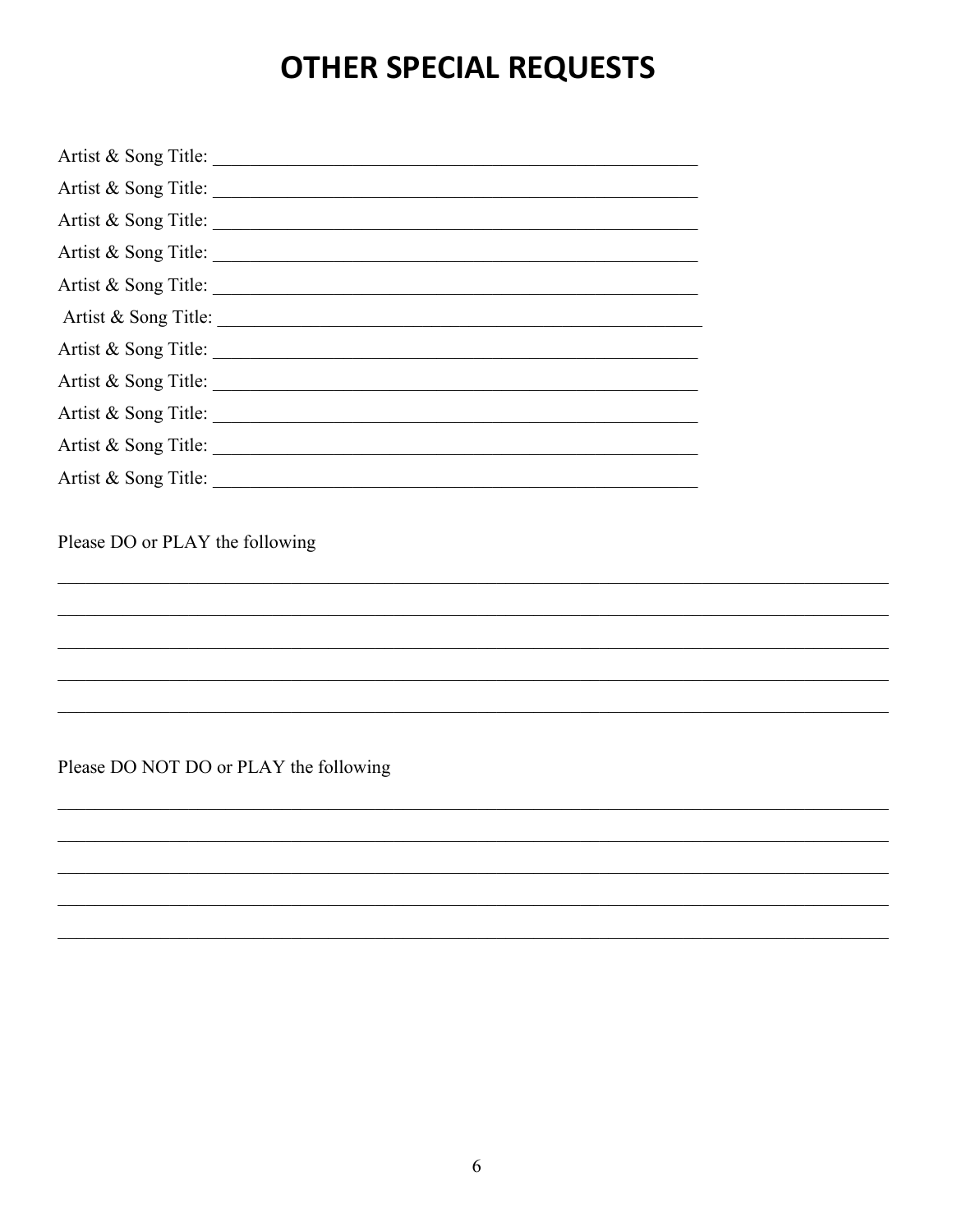# OTHER SPECIAL REQUESTS

Artist & Song Title: ____________________________________________________

Artist & Song Title: ____________________________________________________

Artist & Song Title: ____________________________________________________

Artist & Song Title: ____________________________________________________

Artist & Song Title: ____________________________________________________

Artist & Song Title: ____________________________________________________

Artist & Song Title: ____________________________________________________

Artist & Song Title: ____________________________________________________

Artist & Song Title: ____________________________________________________

Artist & Song Title: ____________________________________________________

Artist & Song Title: ____________________________________________________

Please DO or PLAY the following

______________________________________________________________________________

______________________________________________________________________________

______________________________________________________________________________

______________________________________________________________________________

______________________________________________________________________________

Please DO NOT DO or PLAY the following

______________________________________________________________________________

______________________________________________________________________________

______________________________________________________________________________

______________________________________________________________________________

______________________________________________________________________________